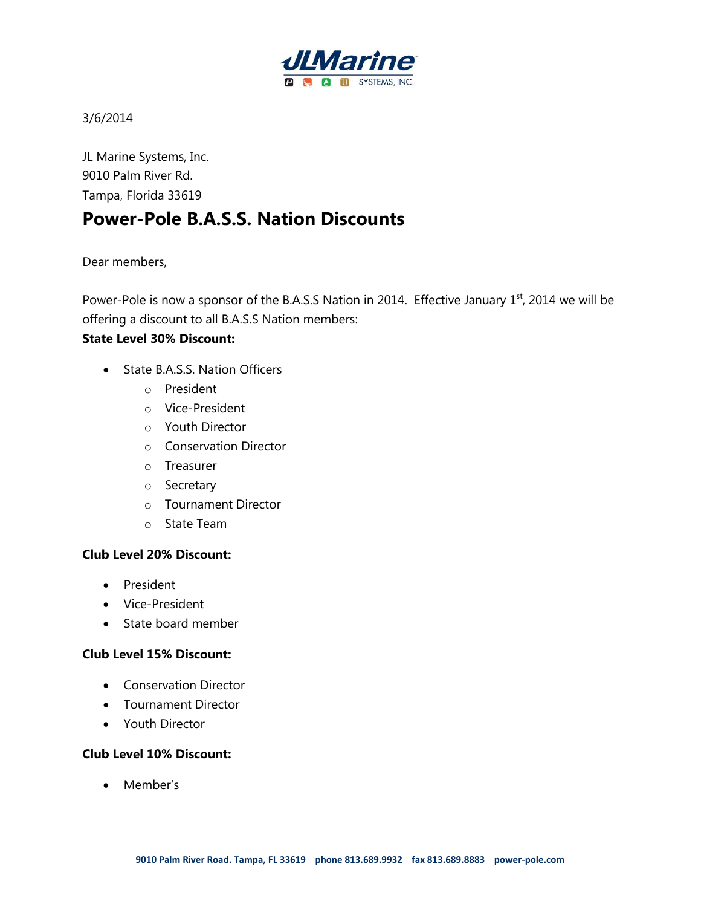3/6/2014

JL Marine Systems, Inc.
9010 Palm River Rd.
Tampa, Florida 33619

# Power-Pole B.A.S.S. Nation Discounts

Dear members,

Power-Pole is now a sponsor of the B.A.S.S Nation in 2014. Effective January 1st, 2014 we will be offering a discount to all B.A.S.S Nation members:

**State Level 30% Discount:**

- State B.A.S.S. Nation Officers
  - President
  - Vice-President
  - Youth Director
  - Conservation Director
  - Treasurer
  - Secretary
  - Tournament Director
  - State Team

**Club Level 20% Discount:**

- President
- Vice-President
- State board member

**Club Level 15% Discount:**

- Conservation Director
- Tournament Director
- Youth Director

**Club Level 10% Discount:**

- Member's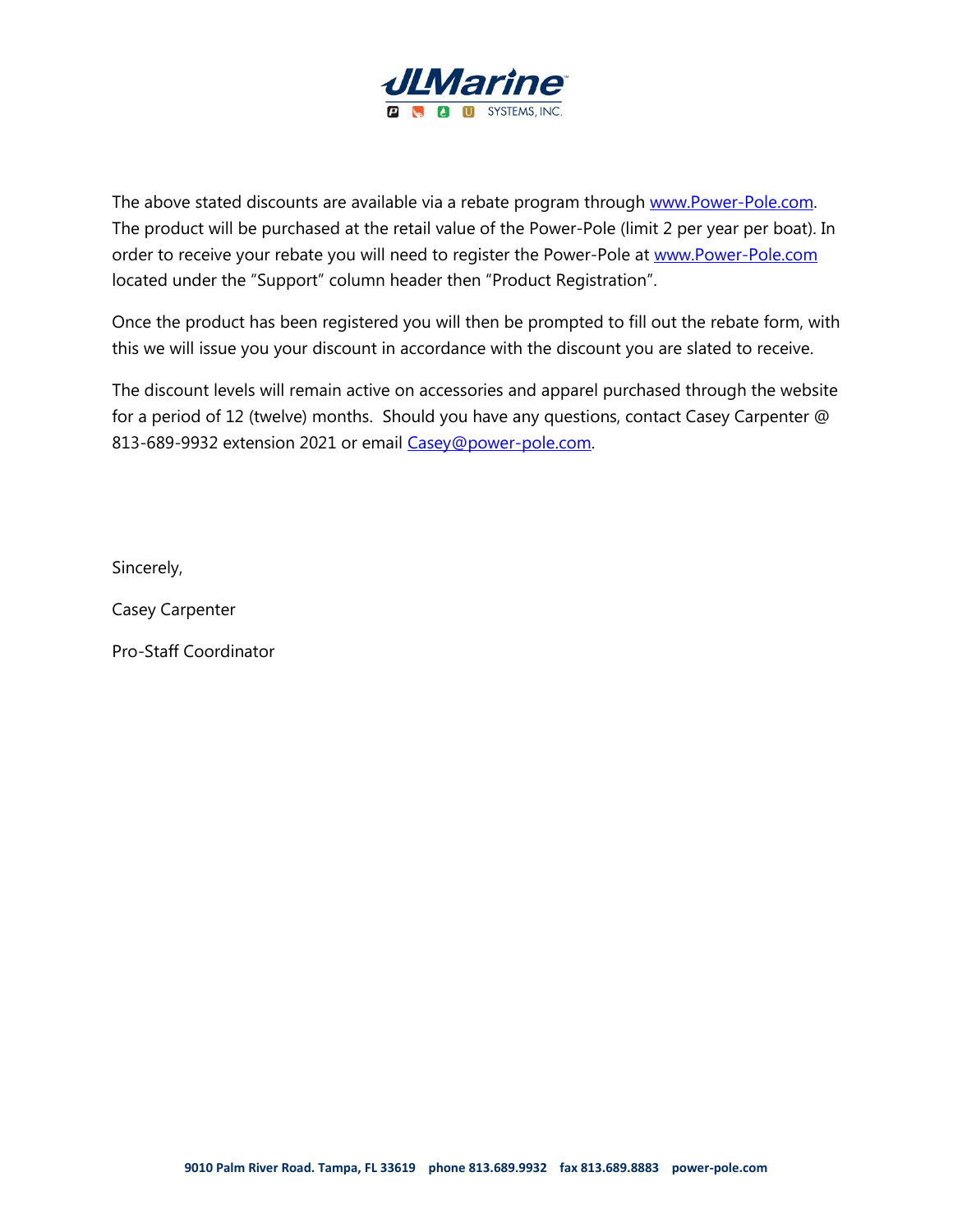The above stated discounts are available via a rebate program through www.Power-Pole.com. The product will be purchased at the retail value of the Power-Pole (limit 2 per year per boat). In order to receive your rebate you will need to register the Power-Pole at www.Power-Pole.com located under the "Support" column header then "Product Registration".

Once the product has been registered you will then be prompted to fill out the rebate form, with this we will issue you your discount in accordance with the discount you are slated to receive.

The discount levels will remain active on accessories and apparel purchased through the website for a period of 12 (twelve) months. Should you have any questions, contact Casey Carpenter @ 813-689-9932 extension 2021 or email Casey@power-pole.com.

Sincerely,

Casey Carpenter

Pro-Staff Coordinator